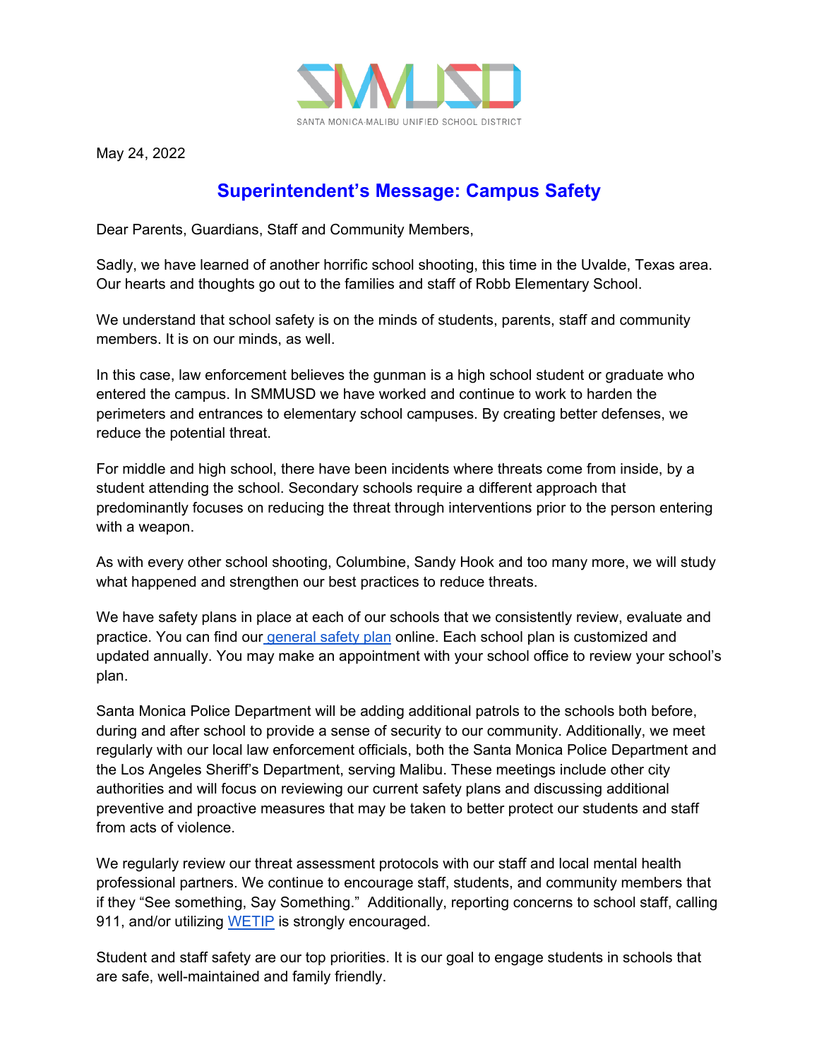SANTA MONICA-MALIBU UNIFIED SCHOOL DISTRICT

May 24, 2022

# Superintendent's Message: Campus Safety

Dear Parents, Guardians, Staff and Community Members,

Sadly, we have learned of another horrific school shooting, this time in the Uvalde, Texas area. Our hearts and thoughts go out to the families and staff of Robb Elementary School.

We understand that school safety is on the minds of students, parents, staff and community members. It is on our minds, as well.

In this case, law enforcement believes the gunman is a high school student or graduate who entered the campus. In SMMUSD we have worked and continue to work to harden the perimeters and entrances to elementary school campuses. By creating better defenses, we reduce the potential threat.

For middle and high school, there have been incidents where threats come from inside, by a student attending the school. Secondary schools require a different approach that predominantly focuses on reducing the threat through interventions prior to the person entering with a weapon.

As with every other school shooting, Columbine, Sandy Hook and too many more, we will study what happened and strengthen our best practices to reduce threats.

We have safety plans in place at each of our schools that we consistently review, evaluate and practice. You can find our general safety plan online. Each school plan is customized and updated annually. You may make an appointment with your school office to review your school's plan.

Santa Monica Police Department will be adding additional patrols to the schools both before, during and after school to provide a sense of security to our community. Additionally, we meet regularly with our local law enforcement officials, both the Santa Monica Police Department and the Los Angeles Sheriff's Department, serving Malibu. These meetings include other city authorities and will focus on reviewing our current safety plans and discussing additional preventive and proactive measures that may be taken to better protect our students and staff from acts of violence.

We regularly review our threat assessment protocols with our staff and local mental health professional partners. We continue to encourage staff, students, and community members that if they "See something, Say Something." Additionally, reporting concerns to school staff, calling 911, and/or utilizing WETIP is strongly encouraged.

Student and staff safety are our top priorities. It is our goal to engage students in schools that are safe, well-maintained and family friendly.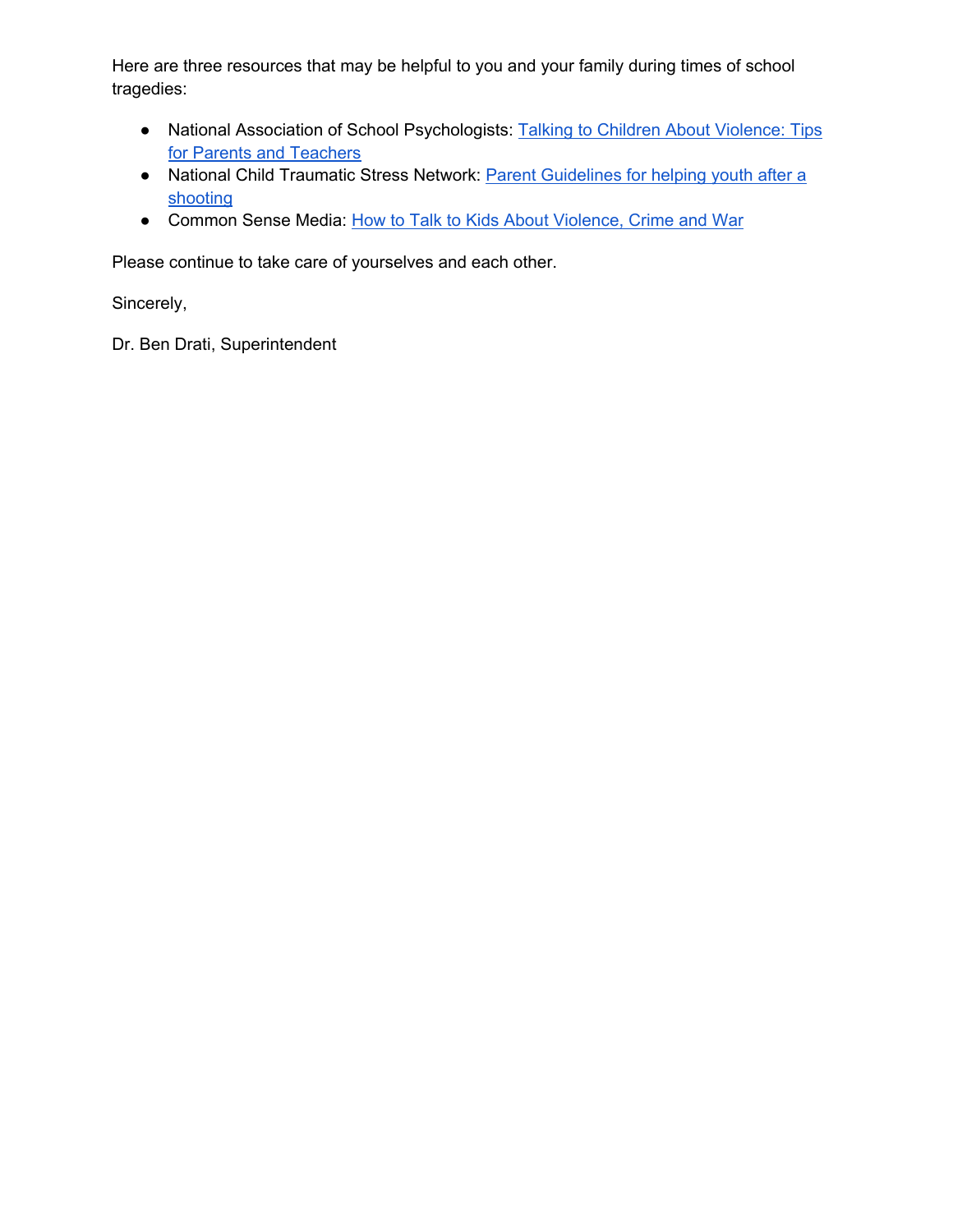Here are three resources that may be helpful to you and your family during times of school tragedies:

- National Association of School Psychologists: Talking to Children About Violence: Tips for Parents and Teachers
- National Child Traumatic Stress Network: Parent Guidelines for helping youth after a shooting
- Common Sense Media: How to Talk to Kids About Violence, Crime and War

Please continue to take care of yourselves and each other.

Sincerely,

Dr. Ben Drati, Superintendent